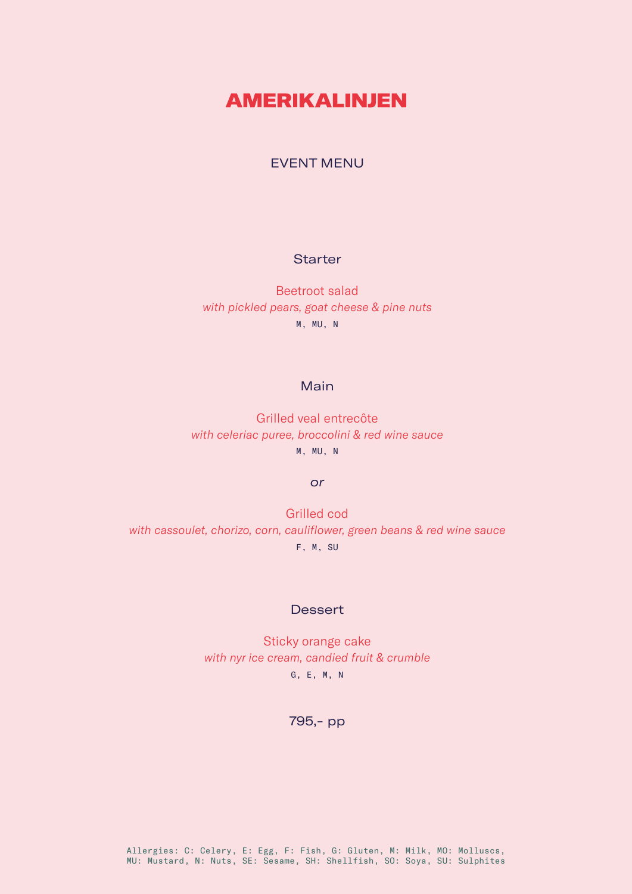# AMERIKALINJEN

## EVENT MENU

### Starter

Beetroot salad
*with pickled pears, goat cheese & pine nuts*
M, MU, N

### Main

Grilled veal entrecôte
*with celeriac puree, broccolini & red wine sauce*
M, MU, N

*or*

Grilled cod
*with cassoulet, chorizo, corn, cauliflower, green beans & red wine sauce*
F, M, SU

### Dessert

Sticky orange cake
*with nyr ice cream, candied fruit & crumble*
G, E, M, N

795,- pp

Allergies: C: Celery, E: Egg, F: Fish, G: Gluten, M: Milk, MO: Molluscs, MU: Mustard, N: Nuts, SE: Sesame, SH: Shellfish, SO: Soya, SU: Sulphites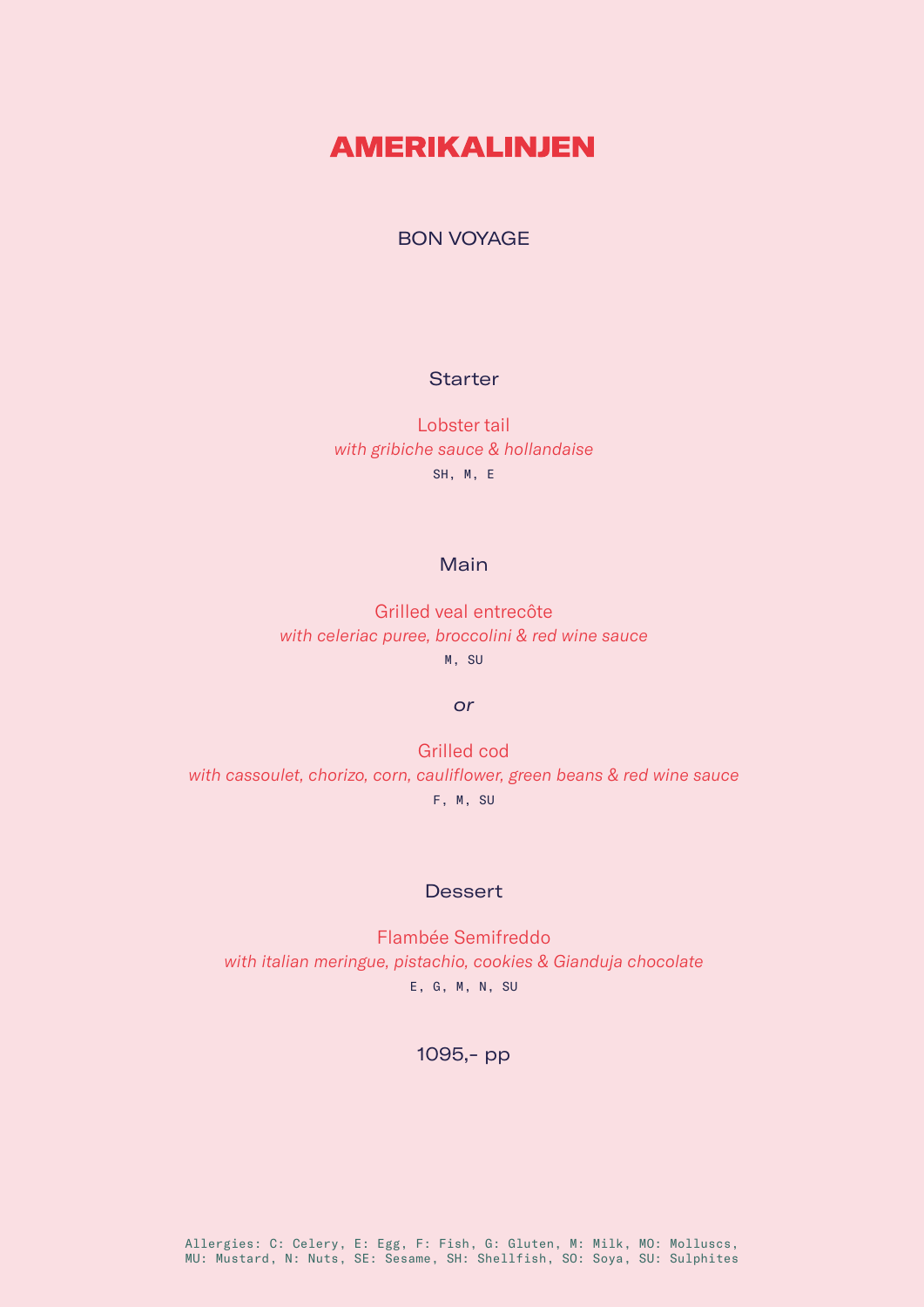# AMERIKALINJEN

BON VOYAGE

## Starter

Lobster tail
*with gribiche sauce & hollandaise*
SH, M, E

## Main

Grilled veal entrecôte
*with celeriac puree, broccolini & red wine sauce*
M, SU

*or*

Grilled cod
*with cassoulet, chorizo, corn, cauliflower, green beans & red wine sauce*
F, M, SU

## Dessert

Flambée Semifreddo
*with italian meringue, pistachio, cookies & Gianduja chocolate*
E, G, M, N, SU

1095,- pp

Allergies: C: Celery, E: Egg, F: Fish, G: Gluten, M: Milk, MO: Molluscs, MU: Mustard, N: Nuts, SE: Sesame, SH: Shellfish, SO: Soya, SU: Sulphites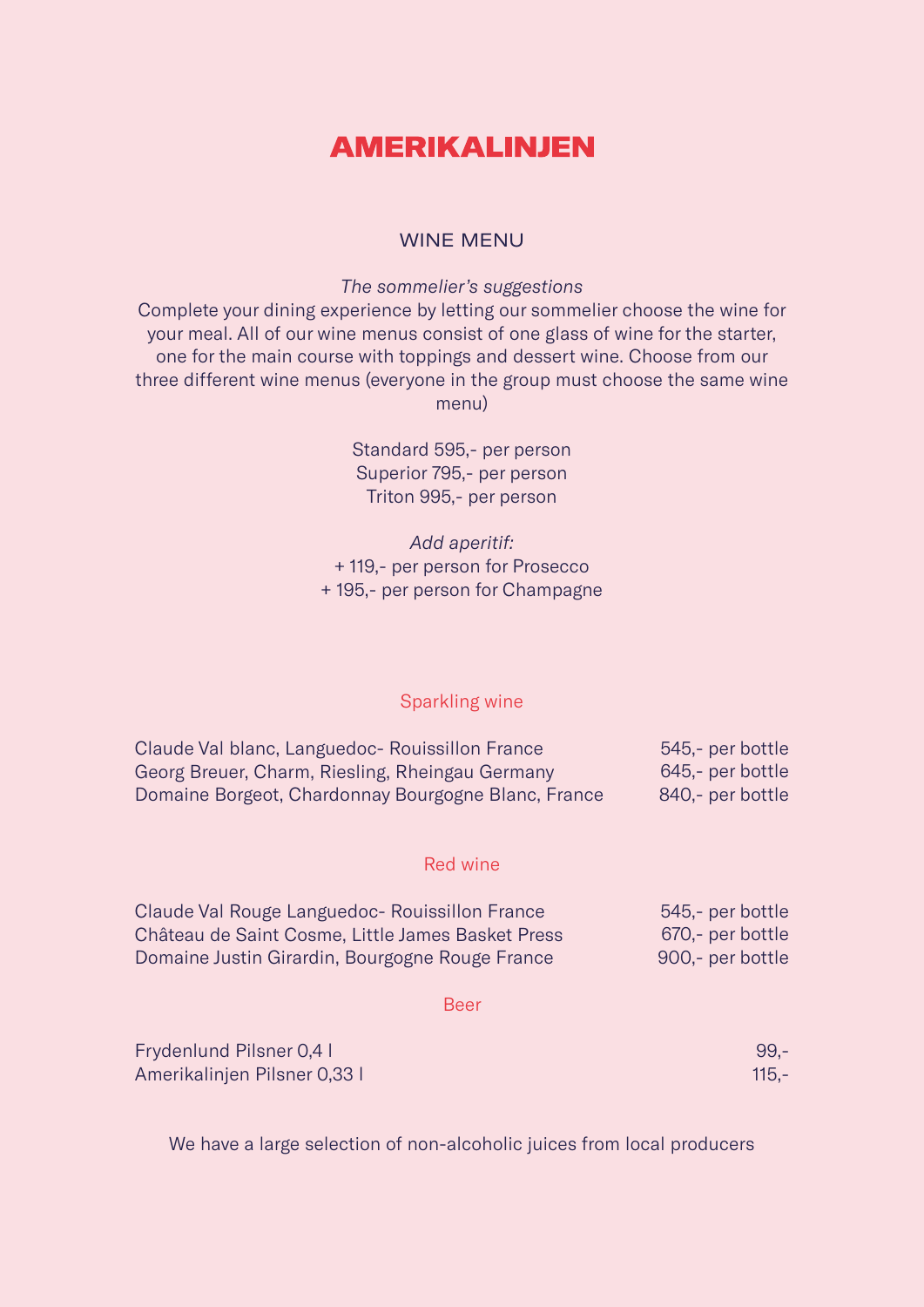# AMERIKALINJEN

## WINE MENU

*The sommelier's suggestions*

Complete your dining experience by letting our sommelier choose the wine for your meal. All of our wine menus consist of one glass of wine for the starter, one for the main course with toppings and dessert wine. Choose from our three different wine menus (everyone in the group must choose the same wine menu)

Standard 595,- per person
Superior 795,- per person
Triton 995,- per person

*Add aperitif:*
+ 119,- per person for Prosecco
+ 195,- per person for Champagne

### Sparkling wine

| | |
|---|---|
| Claude Val blanc, Languedoc- Rouissillon France | 545,- per bottle |
| Georg Breuer, Charm, Riesling, Rheingau Germany | 645,- per bottle |
| Domaine Borgeot, Chardonnay Bourgogne Blanc, France | 840,- per bottle |

### Red wine

| | |
|---|---|
| Claude Val Rouge Languedoc- Rouissillon France | 545,- per bottle |
| Château de Saint Cosme, Little James Basket Press | 670,- per bottle |
| Domaine Justin Girardin, Bourgogne Rouge France | 900,- per bottle |

### Beer

| | |
|---|---|
| Frydenlund Pilsner 0,4 l | 99,- |
| Amerikalinjen Pilsner 0,33 l | 115,- |

We have a large selection of non-alcoholic juices from local producers